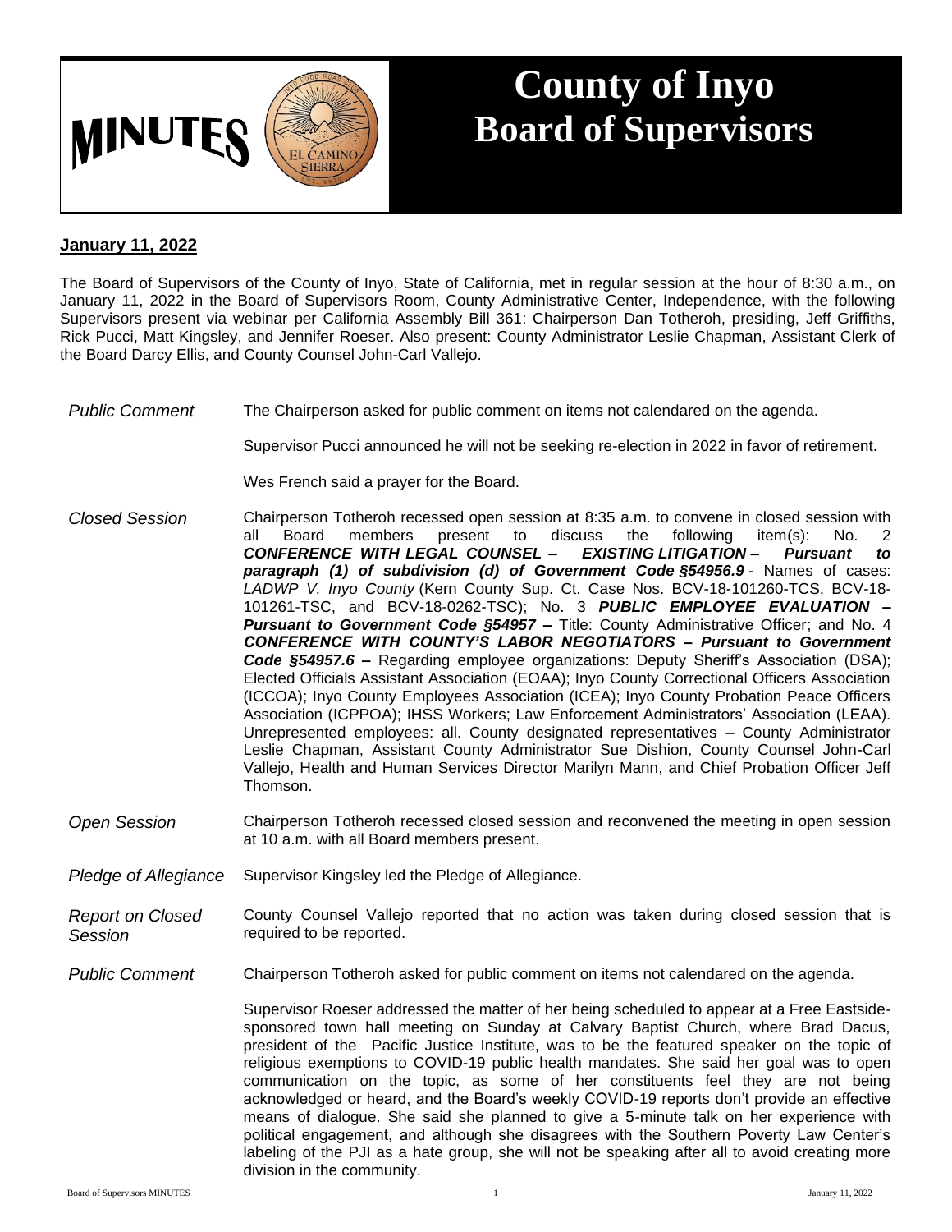# MINUTES

# County of Inyo Board of Supervisors

**January 11, 2022**

The Board of Supervisors of the County of Inyo, State of California, met in regular session at the hour of 8:30 a.m., on January 11, 2022 in the Board of Supervisors Room, County Administrative Center, Independence, with the following Supervisors present via webinar per California Assembly Bill 361: Chairperson Dan Totheroh, presiding, Jeff Griffiths, Rick Pucci, Matt Kingsley, and Jennifer Roeser. Also present: County Administrator Leslie Chapman, Assistant Clerk of the Board Darcy Ellis, and County Counsel John-Carl Vallejo.

*Public Comment*

The Chairperson asked for public comment on items not calendared on the agenda.

Supervisor Pucci announced he will not be seeking re-election in 2022 in favor of retirement.

Wes French said a prayer for the Board.

*Closed Session*

Chairperson Totheroh recessed open session at 8:35 a.m. to convene in closed session with all Board members present to discuss the following item(s): No. 2 ***CONFERENCE WITH LEGAL COUNSEL – EXISTING LITIGATION – Pursuant to paragraph (1) of subdivision (d) of Government Code §54956.9*** - Names of cases: *LADWP V. Inyo County* (Kern County Sup. Ct. Case Nos. BCV-18-101260-TCS, BCV-18-101261-TSC, and BCV-18-0262-TSC); No. 3 ***PUBLIC EMPLOYEE EVALUATION – Pursuant to Government Code §54957 –*** Title: County Administrative Officer; and No. 4 ***CONFERENCE WITH COUNTY'S LABOR NEGOTIATORS – Pursuant to Government Code §54957.6 –*** Regarding employee organizations: Deputy Sheriff's Association (DSA); Elected Officials Assistant Association (EOAA); Inyo County Correctional Officers Association (ICCOA); Inyo County Employees Association (ICEA); Inyo County Probation Peace Officers Association (ICPPOA); IHSS Workers; Law Enforcement Administrators' Association (LEAA). Unrepresented employees: all. County designated representatives – County Administrator Leslie Chapman, Assistant County Administrator Sue Dishion, County Counsel John-Carl Vallejo, Health and Human Services Director Marilyn Mann, and Chief Probation Officer Jeff Thomson.

*Open Session*

Chairperson Totheroh recessed closed session and reconvened the meeting in open session at 10 a.m. with all Board members present.

*Pledge of Allegiance*

Supervisor Kingsley led the Pledge of Allegiance.

*Report on Closed Session*

County Counsel Vallejo reported that no action was taken during closed session that is required to be reported.

*Public Comment*

Chairperson Totheroh asked for public comment on items not calendared on the agenda.

Supervisor Roeser addressed the matter of her being scheduled to appear at a Free Eastside-sponsored town hall meeting on Sunday at Calvary Baptist Church, where Brad Dacus, president of the Pacific Justice Institute, was to be the featured speaker on the topic of religious exemptions to COVID-19 public health mandates. She said her goal was to open communication on the topic, as some of her constituents feel they are not being acknowledged or heard, and the Board's weekly COVID-19 reports don't provide an effective means of dialogue. She said she planned to give a 5-minute talk on her experience with political engagement, and although she disagrees with the Southern Poverty Law Center's labeling of the PJI as a hate group, she will not be speaking after all to avoid creating more division in the community.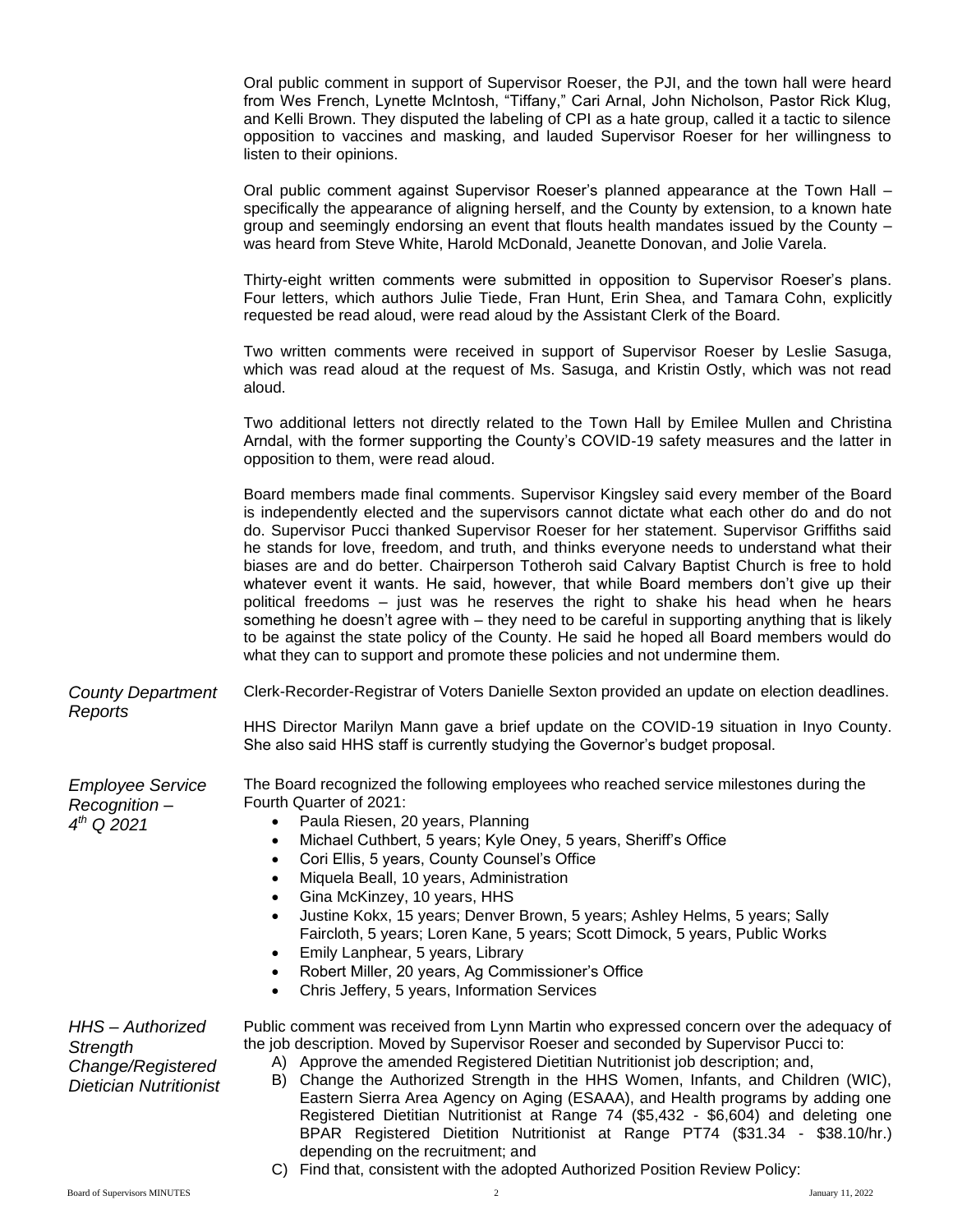Oral public comment in support of Supervisor Roeser, the PJI, and the town hall were heard from Wes French, Lynette McIntosh, "Tiffany," Cari Arnal, John Nicholson, Pastor Rick Klug, and Kelli Brown. They disputed the labeling of CPI as a hate group, called it a tactic to silence opposition to vaccines and masking, and lauded Supervisor Roeser for her willingness to listen to their opinions.

Oral public comment against Supervisor Roeser's planned appearance at the Town Hall – specifically the appearance of aligning herself, and the County by extension, to a known hate group and seemingly endorsing an event that flouts health mandates issued by the County – was heard from Steve White, Harold McDonald, Jeanette Donovan, and Jolie Varela.

Thirty-eight written comments were submitted in opposition to Supervisor Roeser's plans. Four letters, which authors Julie Tiede, Fran Hunt, Erin Shea, and Tamara Cohn, explicitly requested be read aloud, were read aloud by the Assistant Clerk of the Board.

Two written comments were received in support of Supervisor Roeser by Leslie Sasuga, which was read aloud at the request of Ms. Sasuga, and Kristin Ostly, which was not read aloud.

Two additional letters not directly related to the Town Hall by Emilee Mullen and Christina Arndal, with the former supporting the County's COVID-19 safety measures and the latter in opposition to them, were read aloud.

Board members made final comments. Supervisor Kingsley said every member of the Board is independently elected and the supervisors cannot dictate what each other do and do not do. Supervisor Pucci thanked Supervisor Roeser for her statement. Supervisor Griffiths said he stands for love, freedom, and truth, and thinks everyone needs to understand what their biases are and do better. Chairperson Totheroh said Calvary Baptist Church is free to hold whatever event it wants. He said, however, that while Board members don't give up their political freedoms – just was he reserves the right to shake his head when he hears something he doesn't agree with – they need to be careful in supporting anything that is likely to be against the state policy of the County. He said he hoped all Board members would do what they can to support and promote these policies and not undermine them.

*County Department Reports*

Clerk-Recorder-Registrar of Voters Danielle Sexton provided an update on election deadlines.

HHS Director Marilyn Mann gave a brief update on the COVID-19 situation in Inyo County. She also said HHS staff is currently studying the Governor's budget proposal.

*Employee Service Recognition – 4th Q 2021*

The Board recognized the following employees who reached service milestones during the Fourth Quarter of 2021:

- Paula Riesen, 20 years, Planning
- Michael Cuthbert, 5 years; Kyle Oney, 5 years, Sheriff's Office
- Cori Ellis, 5 years, County Counsel's Office
- Miquela Beall, 10 years, Administration
- Gina McKinzey, 10 years, HHS
- Justine Kokx, 15 years; Denver Brown, 5 years; Ashley Helms, 5 years; Sally Faircloth, 5 years; Loren Kane, 5 years; Scott Dimock, 5 years, Public Works
- Emily Lanphear, 5 years, Library
- Robert Miller, 20 years, Ag Commissioner's Office
- Chris Jeffery, 5 years, Information Services

*HHS – Authorized Strength Change/Registered Dietician Nutritionist*

Public comment was received from Lynn Martin who expressed concern over the adequacy of the job description. Moved by Supervisor Roeser and seconded by Supervisor Pucci to:

A) Approve the amended Registered Dietitian Nutritionist job description; and,
B) Change the Authorized Strength in the HHS Women, Infants, and Children (WIC), Eastern Sierra Area Agency on Aging (ESAAA), and Health programs by adding one Registered Dietitian Nutritionist at Range 74 ($5,432 - $6,604) and deleting one BPAR Registered Dietition Nutritionist at Range PT74 ($31.34 - $38.10/hr.) depending on the recruitment; and
C) Find that, consistent with the adopted Authorized Position Review Policy: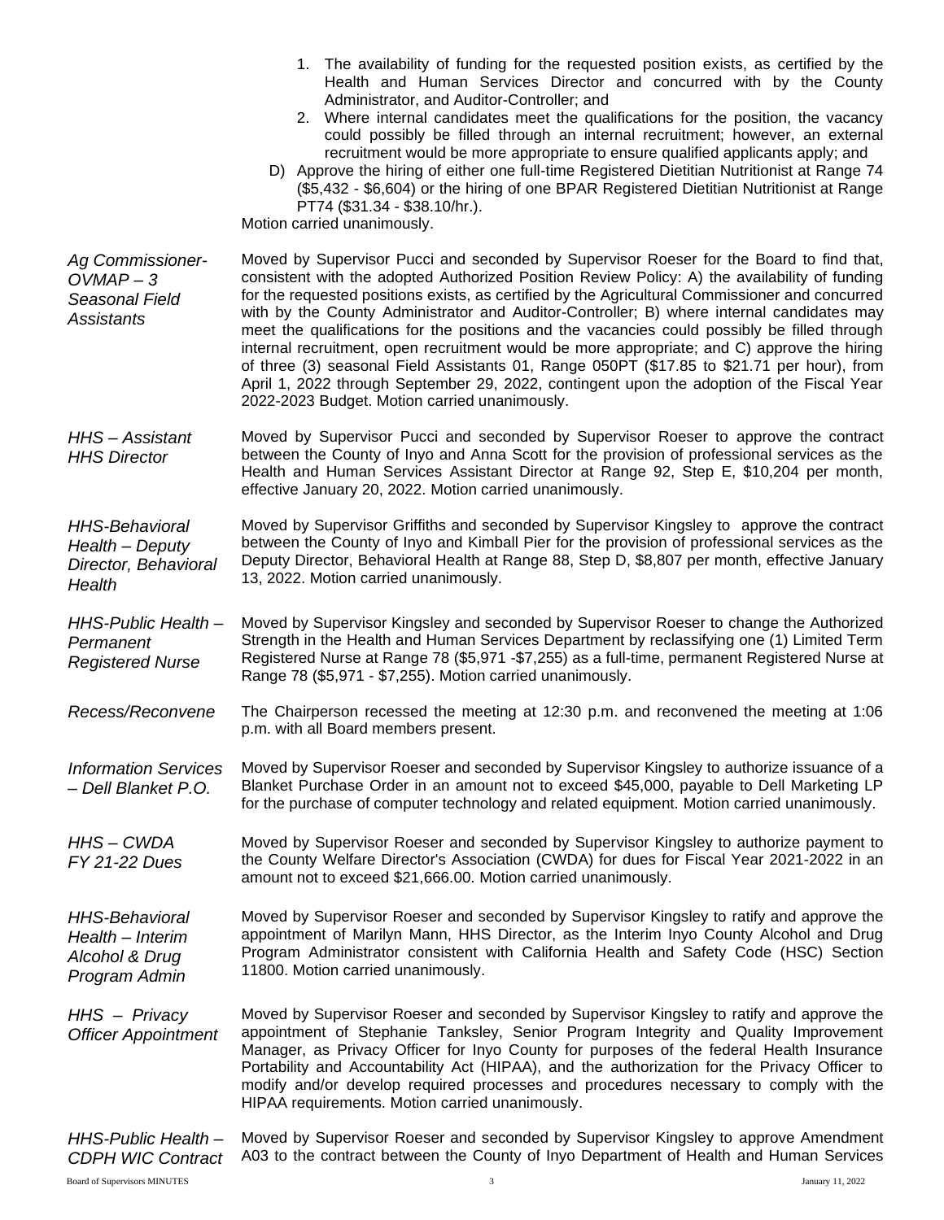1. The availability of funding for the requested position exists, as certified by the Health and Human Services Director and concurred with by the County Administrator, and Auditor-Controller; and
2. Where internal candidates meet the qualifications for the position, the vacancy could possibly be filled through an internal recruitment; however, an external recruitment would be more appropriate to ensure qualified applicants apply; and

D) Approve the hiring of either one full-time Registered Dietitian Nutritionist at Range 74 ($5,432 - $6,604) or the hiring of one BPAR Registered Dietitian Nutritionist at Range PT74 ($31.34 - $38.10/hr.).

Motion carried unanimously.

*Ag Commissioner-OVMAP – 3 Seasonal Field Assistants*

Moved by Supervisor Pucci and seconded by Supervisor Roeser for the Board to find that, consistent with the adopted Authorized Position Review Policy: A) the availability of funding for the requested positions exists, as certified by the Agricultural Commissioner and concurred with by the County Administrator and Auditor-Controller; B) where internal candidates may meet the qualifications for the positions and the vacancies could possibly be filled through internal recruitment, open recruitment would be more appropriate; and C) approve the hiring of three (3) seasonal Field Assistants 01, Range 050PT ($17.85 to $21.71 per hour), from April 1, 2022 through September 29, 2022, contingent upon the adoption of the Fiscal Year 2022-2023 Budget. Motion carried unanimously.

*HHS – Assistant HHS Director*

Moved by Supervisor Pucci and seconded by Supervisor Roeser to approve the contract between the County of Inyo and Anna Scott for the provision of professional services as the Health and Human Services Assistant Director at Range 92, Step E, $10,204 per month, effective January 20, 2022. Motion carried unanimously.

*HHS-Behavioral Health – Deputy Director, Behavioral Health*

Moved by Supervisor Griffiths and seconded by Supervisor Kingsley to approve the contract between the County of Inyo and Kimball Pier for the provision of professional services as the Deputy Director, Behavioral Health at Range 88, Step D, $8,807 per month, effective January 13, 2022. Motion carried unanimously.

*HHS-Public Health – Permanent Registered Nurse*

Moved by Supervisor Kingsley and seconded by Supervisor Roeser to change the Authorized Strength in the Health and Human Services Department by reclassifying one (1) Limited Term Registered Nurse at Range 78 ($5,971 -$7,255) as a full-time, permanent Registered Nurse at Range 78 ($5,971 - $7,255). Motion carried unanimously.

*Recess/Reconvene*

The Chairperson recessed the meeting at 12:30 p.m. and reconvened the meeting at 1:06 p.m. with all Board members present.

*Information Services – Dell Blanket P.O.*

Moved by Supervisor Roeser and seconded by Supervisor Kingsley to authorize issuance of a Blanket Purchase Order in an amount not to exceed $45,000, payable to Dell Marketing LP for the purchase of computer technology and related equipment. Motion carried unanimously.

*HHS – CWDA FY 21-22 Dues*

Moved by Supervisor Roeser and seconded by Supervisor Kingsley to authorize payment to the County Welfare Director's Association (CWDA) for dues for Fiscal Year 2021-2022 in an amount not to exceed $21,666.00. Motion carried unanimously.

*HHS-Behavioral Health – Interim Alcohol & Drug Program Admin*

Moved by Supervisor Roeser and seconded by Supervisor Kingsley to ratify and approve the appointment of Marilyn Mann, HHS Director, as the Interim Inyo County Alcohol and Drug Program Administrator consistent with California Health and Safety Code (HSC) Section 11800. Motion carried unanimously.

*HHS – Privacy Officer Appointment*

Moved by Supervisor Roeser and seconded by Supervisor Kingsley to ratify and approve the appointment of Stephanie Tanksley, Senior Program Integrity and Quality Improvement Manager, as Privacy Officer for Inyo County for purposes of the federal Health Insurance Portability and Accountability Act (HIPAA), and the authorization for the Privacy Officer to modify and/or develop required processes and procedures necessary to comply with the HIPAA requirements. Motion carried unanimously.

*HHS-Public Health – CDPH WIC Contract*

Moved by Supervisor Roeser and seconded by Supervisor Kingsley to approve Amendment A03 to the contract between the County of Inyo Department of Health and Human Services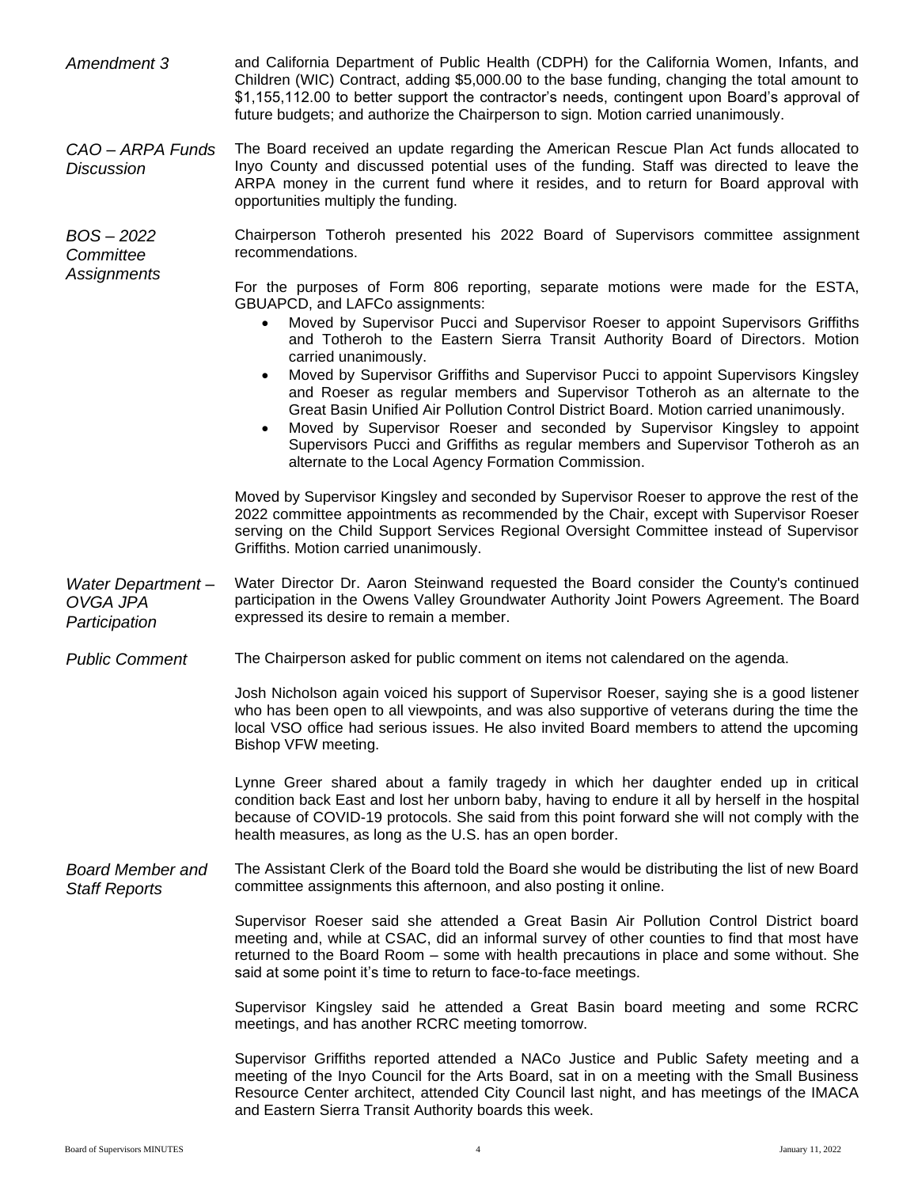*Amendment 3*

and California Department of Public Health (CDPH) for the California Women, Infants, and Children (WIC) Contract, adding $5,000.00 to the base funding, changing the total amount to $1,155,112.00 to better support the contractor's needs, contingent upon Board's approval of future budgets; and authorize the Chairperson to sign. Motion carried unanimously.

*CAO – ARPA Funds Discussion*

The Board received an update regarding the American Rescue Plan Act funds allocated to Inyo County and discussed potential uses of the funding. Staff was directed to leave the ARPA money in the current fund where it resides, and to return for Board approval with opportunities multiply the funding.

*BOS – 2022 Committee Assignments*

Chairperson Totheroh presented his 2022 Board of Supervisors committee assignment recommendations.

For the purposes of Form 806 reporting, separate motions were made for the ESTA, GBUAPCD, and LAFCo assignments:

- Moved by Supervisor Pucci and Supervisor Roeser to appoint Supervisors Griffiths and Totheroh to the Eastern Sierra Transit Authority Board of Directors. Motion carried unanimously.
- Moved by Supervisor Griffiths and Supervisor Pucci to appoint Supervisors Kingsley and Roeser as regular members and Supervisor Totheroh as an alternate to the Great Basin Unified Air Pollution Control District Board. Motion carried unanimously.
- Moved by Supervisor Roeser and seconded by Supervisor Kingsley to appoint Supervisors Pucci and Griffiths as regular members and Supervisor Totheroh as an alternate to the Local Agency Formation Commission.

Moved by Supervisor Kingsley and seconded by Supervisor Roeser to approve the rest of the 2022 committee appointments as recommended by the Chair, except with Supervisor Roeser serving on the Child Support Services Regional Oversight Committee instead of Supervisor Griffiths. Motion carried unanimously.

*Water Department – OVGA JPA Participation*

Water Director Dr. Aaron Steinwand requested the Board consider the County's continued participation in the Owens Valley Groundwater Authority Joint Powers Agreement. The Board expressed its desire to remain a member.

*Public Comment*

The Chairperson asked for public comment on items not calendared on the agenda.

Josh Nicholson again voiced his support of Supervisor Roeser, saying she is a good listener who has been open to all viewpoints, and was also supportive of veterans during the time the local VSO office had serious issues. He also invited Board members to attend the upcoming Bishop VFW meeting.

Lynne Greer shared about a family tragedy in which her daughter ended up in critical condition back East and lost her unborn baby, having to endure it all by herself in the hospital because of COVID-19 protocols. She said from this point forward she will not comply with the health measures, as long as the U.S. has an open border.

*Board Member and Staff Reports*

The Assistant Clerk of the Board told the Board she would be distributing the list of new Board committee assignments this afternoon, and also posting it online.

Supervisor Roeser said she attended a Great Basin Air Pollution Control District board meeting and, while at CSAC, did an informal survey of other counties to find that most have returned to the Board Room – some with health precautions in place and some without. She said at some point it's time to return to face-to-face meetings.

Supervisor Kingsley said he attended a Great Basin board meeting and some RCRC meetings, and has another RCRC meeting tomorrow.

Supervisor Griffiths reported attended a NACo Justice and Public Safety meeting and a meeting of the Inyo Council for the Arts Board, sat in on a meeting with the Small Business Resource Center architect, attended City Council last night, and has meetings of the IMACA and Eastern Sierra Transit Authority boards this week.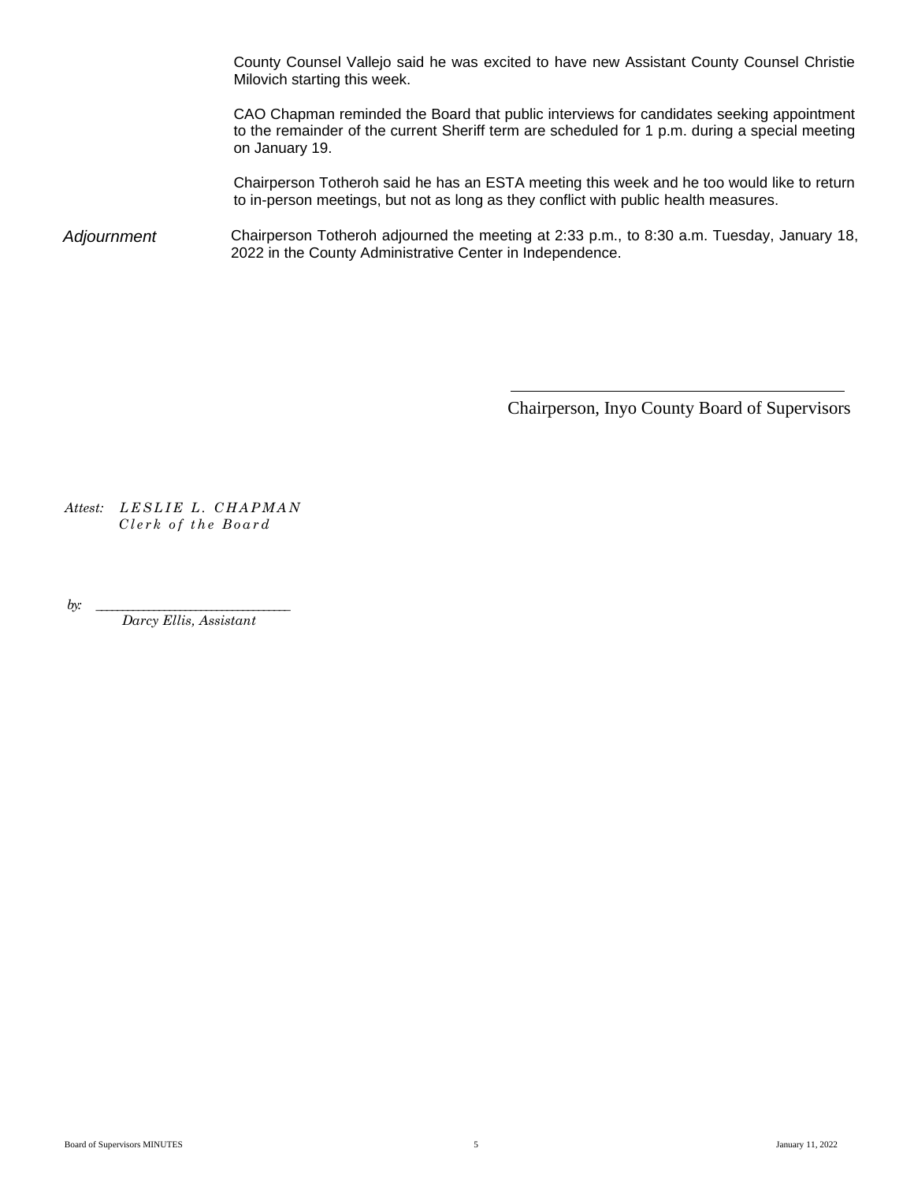County Counsel Vallejo said he was excited to have new Assistant County Counsel Christie Milovich starting this week.

CAO Chapman reminded the Board that public interviews for candidates seeking appointment to the remainder of the current Sheriff term are scheduled for 1 p.m. during a special meeting on January 19.

Chairperson Totheroh said he has an ESTA meeting this week and he too would like to return to in-person meetings, but not as long as they conflict with public health measures.

*Adjournment*

Chairperson Totheroh adjourned the meeting at 2:33 p.m., to 8:30 a.m. Tuesday, January 18, 2022 in the County Administrative Center in Independence.

\_\_\_\_\_\_\_\_\_\_\_\_\_\_\_\_\_\_\_\_\_\_\_\_\_\_\_\_\_\_\_\_\_\_\_\_\_\_\_\_

Chairperson, Inyo County Board of Supervisors

*Attest: LESLIE L. CHAPMAN*
*Clerk of the Board*

*by:* \_\_\_\_\_\_\_\_\_\_\_\_\_\_\_\_\_\_\_\_\_\_\_\_\_\_\_\_\_\_
*Darcy Ellis, Assistant*